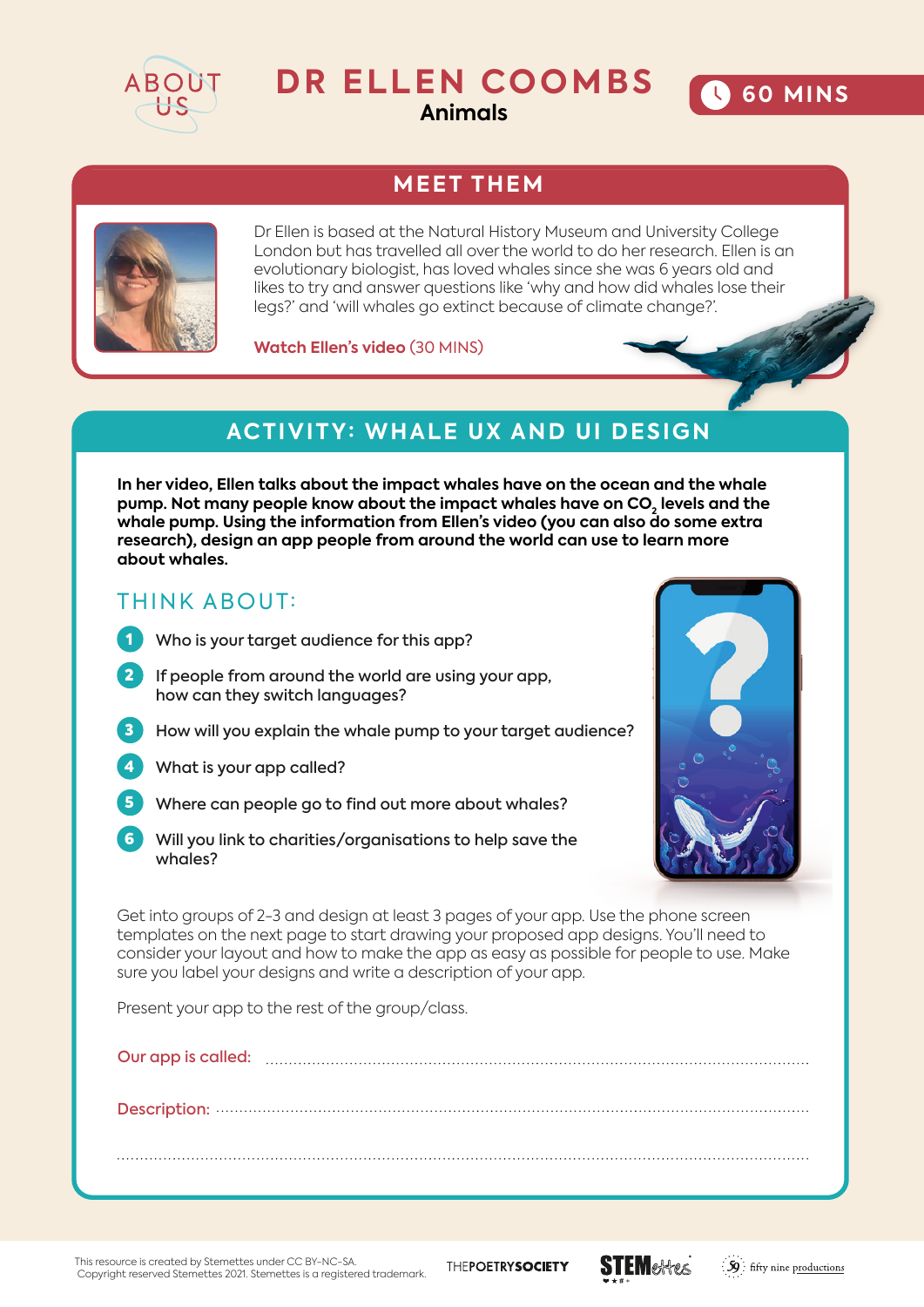ABOUT US

# DR ELLEN COOMBS

**Animals**

60 MINS

## MEET THEM

Dr Ellen is based at the Natural History Museum and University College London but has travelled all over the world to do her research. Ellen is an evolutionary biologist, has loved whales since she was 6 years old and likes to try and answer questions like 'why and how did whales lose their legs?' and 'will whales go extinct because of climate change?'.

**Watch Ellen's video** (30 MINS)

## ACTIVITY: WHALE UX AND UI DESIGN

**In her video, Ellen talks about the impact whales have on the ocean and the whale pump. Not many people know about the impact whales have on $CO_2$ levels and the whale pump. Using the information from Ellen's video (you can also do some extra research), design an app people from around the world can use to learn more about whales.**

### THINK ABOUT:

1. Who is your target audience for this app?
2. If people from around the world are using your app, how can they switch languages?
3. How will you explain the whale pump to your target audience?
4. What is your app called?
5. Where can people go to find out more about whales?
6. Will you link to charities/organisations to help save the whales?

Get into groups of 2-3 and design at least 3 pages of your app. Use the phone screen templates on the next page to start drawing your proposed app designs. You'll need to consider your layout and how to make the app as easy as possible for people to use. Make sure you label your designs and write a description of your app.

Present your app to the rest of the group/class.

Our app is called: ..........................................................................................................

Description: ..........................................................................................................

..........................................................................................................

This resource is created by Stemettes under CC BY-NC-SA. Copyright reserved Stemettes 2021. Stemettes is a registered trademark.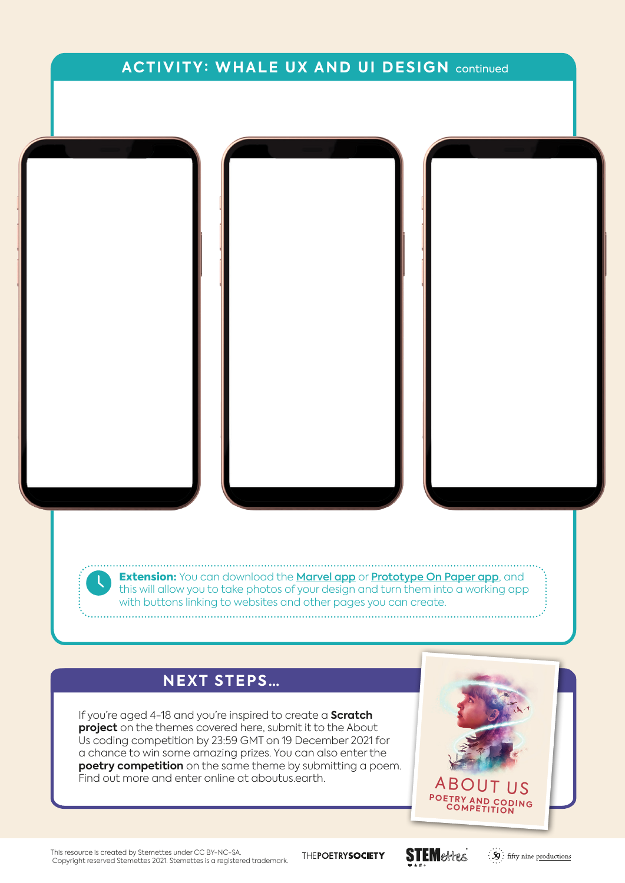## ACTIVITY: WHALE UX AND UI DESIGN continued

**Extension:** You can download the Marvel app or Prototype On Paper app, and this will allow you to take photos of your design and turn them into a working app with buttons linking to websites and other pages you can create.

## NEXT STEPS...

If you're aged 4–18 and you're inspired to create a **Scratch project** on the themes covered here, submit it to the About Us coding competition by 23:59 GMT on 19 December 2021 for a chance to win some amazing prizes. You can also enter the **poetry competition** on the same theme by submitting a poem. Find out more and enter online at aboutus.earth.

ABOUT US
POETRY AND CODING COMPETITION

This resource is created by Stemettes under CC BY-NC-SA.
Copyright reserved Stemettes 2021. Stemettes is a registered trademark.

THEPOETRYSOCIETY STEMettes fifty nine productions